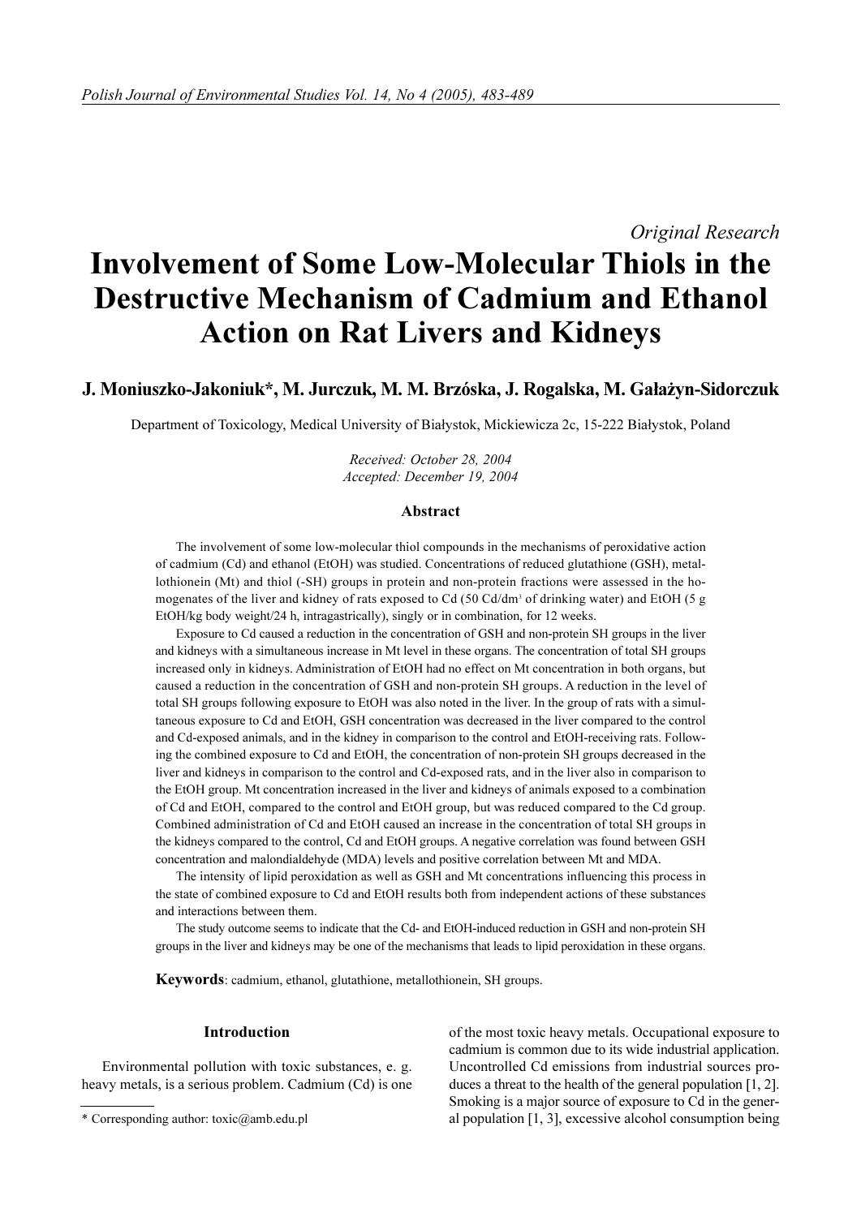*Original Research*

# Involvement of Some Low-Molecular Thiols in the Destructive Mechanism of Cadmium and Ethanol Action on Rat Livers and Kidneys

**J. Moniuszko-Jakoniuk\*, M. Jurczuk, M. M. Brzóska, J. Rogalska, M. Gałażyn-Sidorczuk**

Department of Toxicology, Medical University of Białystok, Mickiewicza 2c, 15-222 Białystok, Poland

*Received: October 28, 2004*
*Accepted: December 19, 2004*

### Abstract

The involvement of some low-molecular thiol compounds in the mechanisms of peroxidative action of cadmium (Cd) and ethanol (EtOH) was studied. Concentrations of reduced glutathione (GSH), metallothionein (Mt) and thiol (-SH) groups in protein and non-protein fractions were assessed in the homogenates of the liver and kidney of rats exposed to Cd (50 Cd/dm$^3$ of drinking water) and EtOH (5 g EtOH/kg body weight/24 h, intragastrically), singly or in combination, for 12 weeks.

Exposure to Cd caused a reduction in the concentration of GSH and non-protein SH groups in the liver and kidneys with a simultaneous increase in Mt level in these organs. The concentration of total SH groups increased only in kidneys. Administration of EtOH had no effect on Mt concentration in both organs, but caused a reduction in the concentration of GSH and non-protein SH groups. A reduction in the level of total SH groups following exposure to EtOH was also noted in the liver. In the group of rats with a simultaneous exposure to Cd and EtOH, GSH concentration was decreased in the liver compared to the control and Cd-exposed animals, and in the kidney in comparison to the control and EtOH-receiving rats. Following the combined exposure to Cd and EtOH, the concentration of non-protein SH groups decreased in the liver and kidneys in comparison to the control and Cd-exposed rats, and in the liver also in comparison to the EtOH group. Mt concentration increased in the liver and kidneys of animals exposed to a combination of Cd and EtOH, compared to the control and EtOH group, but was reduced compared to the Cd group. Combined administration of Cd and EtOH caused an increase in the concentration of total SH groups in the kidneys compared to the control, Cd and EtOH groups. A negative correlation was found between GSH concentration and malondialdehyde (MDA) levels and positive correlation between Mt and MDA.

The intensity of lipid peroxidation as well as GSH and Mt concentrations influencing this process in the state of combined exposure to Cd and EtOH results both from independent actions of these substances and interactions between them.

The study outcome seems to indicate that the Cd- and EtOH-induced reduction in GSH and non-protein SH groups in the liver and kidneys may be one of the mechanisms that leads to lipid peroxidation in these organs.

**Keywords**: cadmium, ethanol, glutathione, metallothionein, SH groups.

### Introduction

Environmental pollution with toxic substances, e. g. heavy metals, is a serious problem. Cadmium (Cd) is one of the most toxic heavy metals. Occupational exposure to cadmium is common due to its wide industrial application. Uncontrolled Cd emissions from industrial sources produces a threat to the health of the general population [1, 2]. Smoking is a major source of exposure to Cd in the general population [1, 3], excessive alcohol consumption being

\* Corresponding author: toxic@amb.edu.pl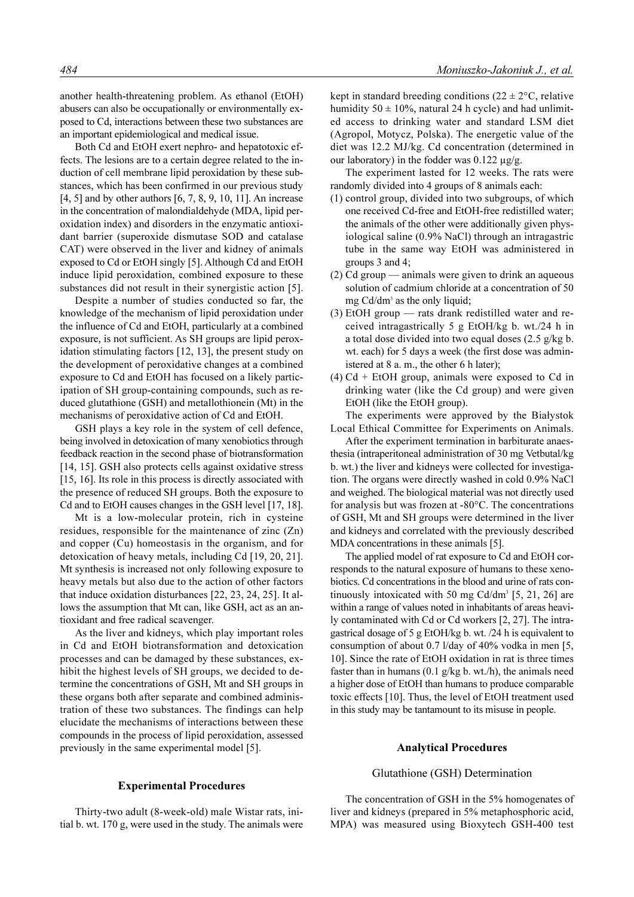another health-threatening problem. As ethanol (EtOH) abusers can also be occupationally or environmentally exposed to Cd, interactions between these two substances are an important epidemiological and medical issue.

Both Cd and EtOH exert nephro- and hepatotoxic effects. The lesions are to a certain degree related to the induction of cell membrane lipid peroxidation by these substances, which has been confirmed in our previous study [4, 5] and by other authors [6, 7, 8, 9, 10, 11]. An increase in the concentration of malondialdehyde (MDA, lipid peroxidation index) and disorders in the enzymatic antioxidant barrier (superoxide dismutase SOD and catalase CAT) were observed in the liver and kidney of animals exposed to Cd or EtOH singly [5]. Although Cd and EtOH induce lipid peroxidation, combined exposure to these substances did not result in their synergistic action [5].

Despite a number of studies conducted so far, the knowledge of the mechanism of lipid peroxidation under the influence of Cd and EtOH, particularly at a combined exposure, is not sufficient. As SH groups are lipid peroxidation stimulating factors [12, 13], the present study on the development of peroxidative changes at a combined exposure to Cd and EtOH has focused on a likely participation of SH group-containing compounds, such as reduced glutathione (GSH) and metallothionein (Mt) in the mechanisms of peroxidative action of Cd and EtOH.

GSH plays a key role in the system of cell defence, being involved in detoxication of many xenobiotics through feedback reaction in the second phase of biotransformation [14, 15]. GSH also protects cells against oxidative stress [15, 16]. Its role in this process is directly associated with the presence of reduced SH groups. Both the exposure to Cd and to EtOH causes changes in the GSH level [17, 18].

Mt is a low-molecular protein, rich in cysteine residues, responsible for the maintenance of zinc (Zn) and copper (Cu) homeostasis in the organism, and for detoxication of heavy metals, including Cd [19, 20, 21]. Mt synthesis is increased not only following exposure to heavy metals but also due to the action of other factors that induce oxidation disturbances [22, 23, 24, 25]. It allows the assumption that Mt can, like GSH, act as an antioxidant and free radical scavenger.

As the liver and kidneys, which play important roles in Cd and EtOH biotransformation and detoxication processes and can be damaged by these substances, exhibit the highest levels of SH groups, we decided to determine the concentrations of GSH, Mt and SH groups in these organs both after separate and combined administration of these two substances. The findings can help elucidate the mechanisms of interactions between these compounds in the process of lipid peroxidation, assessed previously in the same experimental model [5].

## Experimental Procedures

Thirty-two adult (8-week-old) male Wistar rats, initial b. wt. 170 g, were used in the study. The animals were kept in standard breeding conditions ($22 \pm 2$°C, relative humidity $50 \pm 10$%, natural 24 h cycle) and had unlimited access to drinking water and standard LSM diet (Agropol, Motycz, Polska). The energetic value of the diet was 12.2 MJ/kg. Cd concentration (determined in our laboratory) in the fodder was 0.122 µg/g.

The experiment lasted for 12 weeks. The rats were randomly divided into 4 groups of 8 animals each:

(1) control group, divided into two subgroups, of which one received Cd-free and EtOH-free redistilled water; the animals of the other were additionally given physiological saline (0.9% NaCl) through an intragastric tube in the same way EtOH was administered in groups 3 and 4;

(2) Cd group — animals were given to drink an aqueous solution of cadmium chloride at a concentration of 50 mg Cd/dm$^3$ as the only liquid;

(3) EtOH group — rats drank redistilled water and received intragastrically 5 g EtOH/kg b. wt./24 h in a total dose divided into two equal doses (2.5 g/kg b. wt. each) for 5 days a week (the first dose was administered at 8 a. m., the other 6 h later);

(4) Cd + EtOH group, animals were exposed to Cd in drinking water (like the Cd group) and were given EtOH (like the EtOH group).

The experiments were approved by the Białystok Local Ethical Committee for Experiments on Animals.

After the experiment termination in barbiturate anaesthesia (intraperitoneal administration of 30 mg Vetbutal/kg b. wt.) the liver and kidneys were collected for investigation. The organs were directly washed in cold 0.9% NaCl and weighed. The biological material was not directly used for analysis but was frozen at -80°C. The concentrations of GSH, Mt and SH groups were determined in the liver and kidneys and correlated with the previously described MDA concentrations in these animals [5].

The applied model of rat exposure to Cd and EtOH corresponds to the natural exposure of humans to these xenobiotics. Cd concentrations in the blood and urine of rats continuously intoxicated with 50 mg Cd/dm$^3$ [5, 21, 26] are within a range of values noted in inhabitants of areas heavily contaminated with Cd or Cd workers [2, 27]. The intragastrical dosage of 5 g EtOH/kg b. wt. /24 h is equivalent to consumption of about 0.7 l/day of 40% vodka in men [5, 10]. Since the rate of EtOH oxidation in rat is three times faster than in humans (0.1 g/kg b. wt./h), the animals need a higher dose of EtOH than humans to produce comparable toxic effects [10]. Thus, the level of EtOH treatment used in this study may be tantamount to its misuse in people.

## Analytical Procedures

### Glutathione (GSH) Determination

The concentration of GSH in the 5% homogenates of liver and kidneys (prepared in 5% metaphosphoric acid, MPA) was measured using Bioxytech GSH-400 test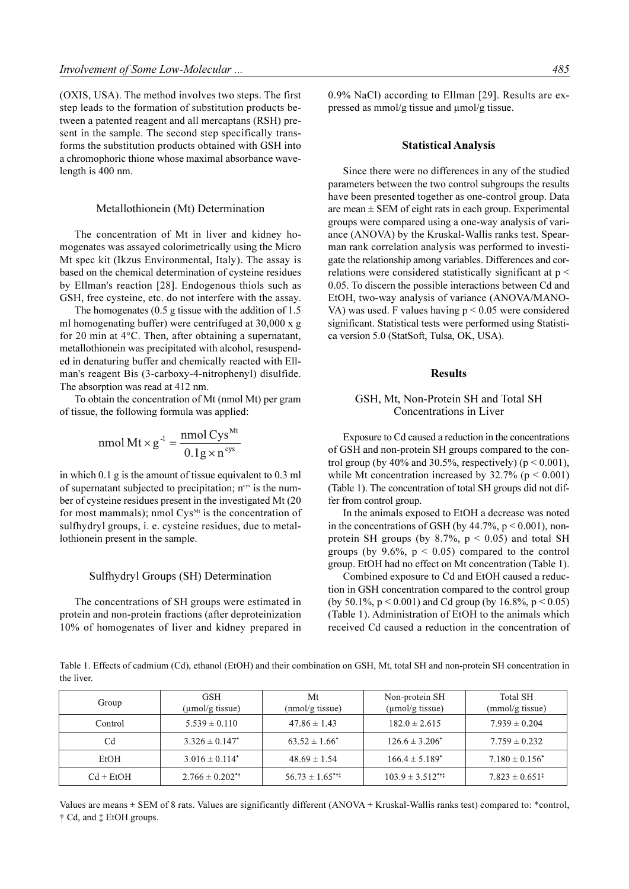(OXIS, USA). The method involves two steps. The first step leads to the formation of substitution products between a patented reagent and all mercaptans (RSH) present in the sample. The second step specifically transforms the substitution products obtained with GSH into a chromophoric thione whose maximal absorbance wavelength is 400 nm.

### Metallothionein (Mt) Determination

The concentration of Mt in liver and kidney homogenates was assayed colorimetrically using the Micro Mt spec kit (Ikzus Environmental, Italy). The assay is based on the chemical determination of cysteine residues by Ellman's reaction [28]. Endogenous thiols such as GSH, free cysteine, etc. do not interfere with the assay.

The homogenates (0.5 g tissue with the addition of 1.5 ml homogenating buffer) were centrifuged at 30,000 x g for 20 min at 4°C. Then, after obtaining a supernatant, metallothionein was precipitated with alcohol, resuspended in denaturing buffer and chemically reacted with Ellman's reagent Bis (3-carboxy-4-nitrophenyl) disulfide. The absorption was read at 412 nm.

To obtain the concentration of Mt (nmol Mt) per gram of tissue, the following formula was applied:

$$\text{nmol Mt} \times \text{g}^{-1} = \frac{\text{nmol Cys}^{\text{Mt}}}{0.1\text{g} \times \text{n}^{\text{cys}}}$$

in which 0.1 g is the amount of tissue equivalent to 0.3 ml of supernatant subjected to precipitation; $n^{cys}$ is the number of cysteine residues present in the investigated Mt (20 for most mammals); nmol $Cys^{Mt}$ is the concentration of sulfhydryl groups, i. e. cysteine residues, due to metallothionein present in the sample.

### Sulfhydryl Groups (SH) Determination

The concentrations of SH groups were estimated in protein and non-protein fractions (after deproteinization 10% of homogenates of liver and kidney prepared in 0.9% NaCl) according to Ellman [29]. Results are expressed as mmol/g tissue and μmol/g tissue.

## Statistical Analysis

Since there were no differences in any of the studied parameters between the two control subgroups the results have been presented together as one-control group. Data are mean ± SEM of eight rats in each group. Experimental groups were compared using a one-way analysis of variance (ANOVA) by the Kruskal-Wallis ranks test. Spearman rank correlation analysis was performed to investigate the relationship among variables. Differences and correlations were considered statistically significant at $p < 0.05$. To discern the possible interactions between Cd and EtOH, two-way analysis of variance (ANOVA/MANOVA) was used. F values having $p < 0.05$ were considered significant. Statistical tests were performed using Statistica version 5.0 (StatSoft, Tulsa, OK, USA).

## Results

### GSH, Mt, Non-Protein SH and Total SH Concentrations in Liver

Exposure to Cd caused a reduction in the concentrations of GSH and non-protein SH groups compared to the control group (by 40% and 30.5%, respectively) ($p < 0.001$), while Mt concentration increased by 32.7% ($p < 0.001$) (Table 1). The concentration of total SH groups did not differ from control group.

In the animals exposed to EtOH a decrease was noted in the concentrations of GSH (by 44.7%, $p < 0.001$), non-protein SH groups (by 8.7%, $p < 0.05$) and total SH groups (by 9.6%, $p < 0.05$) compared to the control group. EtOH had no effect on Mt concentration (Table 1).

Combined exposure to Cd and EtOH caused a reduction in GSH concentration compared to the control group (by 50.1%, $p < 0.001$) and Cd group (by 16.8%, $p < 0.05$) (Table 1). Administration of EtOH to the animals which received Cd caused a reduction in the concentration of

Table 1. Effects of cadmium (Cd), ethanol (EtOH) and their combination on GSH, Mt, total SH and non-protein SH concentration in the liver.

| Group | GSH (μmol/g tissue) | Mt (nmol/g tissue) | Non-protein SH (μmol/g tissue) | Total SH (mmol/g tissue) |
|---|---|---|---|---|
| Control | 5.539 ± 0.110 | 47.86 ± 1.43 | 182.0 ± 2.615 | 7.939 ± 0.204 |
| Cd | 3.326 ± 0.147* | 63.52 ± 1.66* | 126.6 ± 3.206* | 7.759 ± 0.232 |
| EtOH | 3.016 ± 0.114* | 48.69 ± 1.54 | 166.4 ± 5.189* | 7.180 ± 0.156* |
| Cd + EtOH | 2.766 ± 0.202*† | 56.73 ± 1.65*†‡ | 103.9 ± 3.512*†‡ | 7.823 ± 0.651‡ |

Values are means ± SEM of 8 rats. Values are significantly different (ANOVA + Kruskal-Wallis ranks test) compared to: *control, † Cd, and ‡ EtOH groups.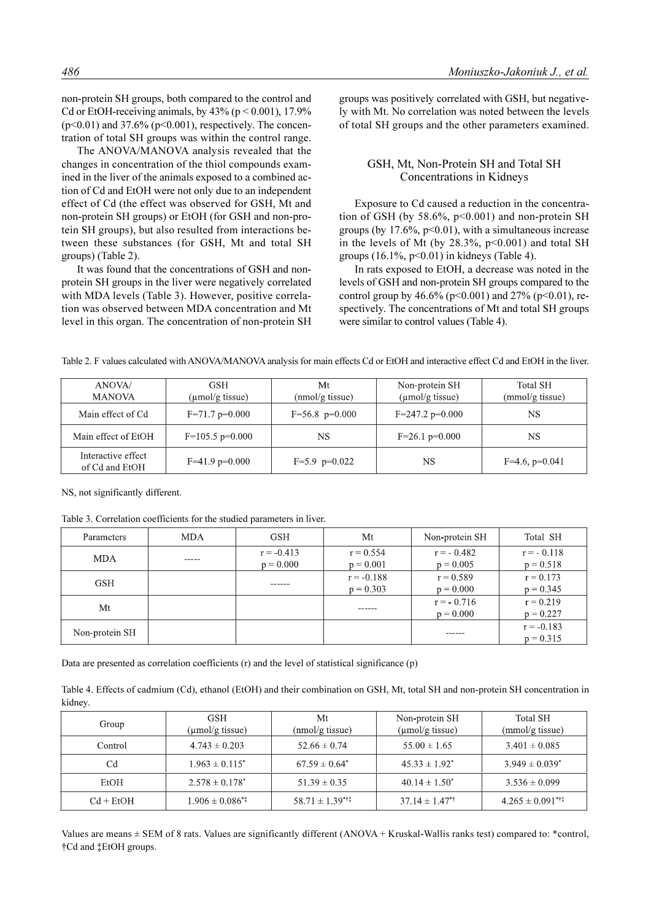non-protein SH groups, both compared to the control and Cd or EtOH-receiving animals, by 43% ($p < 0.001$), 17.9% ($p<0.01$) and 37.6% ($p<0.001$), respectively. The concentration of total SH groups was within the control range.

The ANOVA/MANOVA analysis revealed that the changes in concentration of the thiol compounds examined in the liver of the animals exposed to a combined action of Cd and EtOH were not only due to an independent effect of Cd (the effect was observed for GSH, Mt and non-protein SH groups) or EtOH (for GSH and non-protein SH groups), but also resulted from interactions between these substances (for GSH, Mt and total SH groups) (Table 2).

It was found that the concentrations of GSH and non-protein SH groups in the liver were negatively correlated with MDA levels (Table 3). However, positive correlation was observed between MDA concentration and Mt level in this organ. The concentration of non-protein SH groups was positively correlated with GSH, but negatively with Mt. No correlation was noted between the levels of total SH groups and the other parameters examined.

## GSH, Mt, Non-Protein SH and Total SH Concentrations in Kidneys

Exposure to Cd caused a reduction in the concentration of GSH (by 58.6%, $p<0.001$) and non-protein SH groups (by 17.6%, $p<0.01$), with a simultaneous increase in the levels of Mt (by 28.3%, $p<0.001$) and total SH groups (16.1%, $p<0.01$) in kidneys (Table 4).

In rats exposed to EtOH, a decrease was noted in the levels of GSH and non-protein SH groups compared to the control group by 46.6% ($p<0.001$) and 27% ($p<0.01$), respectively. The concentrations of Mt and total SH groups were similar to control values (Table 4).

Table 2. F values calculated with ANOVA/MANOVA analysis for main effects Cd or EtOH and interactive effect Cd and EtOH in the liver.

| ANOVA/ MANOVA | GSH (μmol/g tissue) | Mt (nmol/g tissue) | Non-protein SH (μmol/g tissue) | Total SH (mmol/g tissue) |
|---|---|---|---|---|
| Main effect of Cd | F=71.7 p=0.000 | F=56.8 p=0.000 | F=247.2 p=0.000 | NS |
| Main effect of EtOH | F=105.5 p=0.000 | NS | F=26.1 p=0.000 | NS |
| Interactive effect of Cd and EtOH | F=41.9 p=0.000 | F=5.9 p=0.022 | NS | F=4.6, p=0.041 |

NS, not significantly different.

Table 3. Correlation coefficients for the studied parameters in liver.

| Parameters | MDA | GSH | Mt | Non-protein SH | Total SH |
|---|---|---|---|---|---|
| MDA | ----- | r = -0.413<br>p = 0.000 | r = 0.554<br>p = 0.001 | r = - 0.482<br>p = 0.005 | r = - 0.118<br>p = 0.518 |
| GSH | | ------ | r = -0.188<br>p = 0.303 | r = 0.589<br>p = 0.000 | r = 0.173<br>p = 0.345 |
| Mt | | | ------ | r = - 0.716<br>p = 0.000 | r = 0.219<br>p = 0.227 |
| Non-protein SH | | | | ------ | r = -0.183<br>p = 0.315 |

Data are presented as correlation coefficients (r) and the level of statistical significance (p)

Table 4. Effects of cadmium (Cd), ethanol (EtOH) and their combination on GSH, Mt, total SH and non-protein SH concentration in kidney.

| Group | GSH (μmol/g tissue) | Mt (nmol/g tissue) | Non-protein SH (μmol/g tissue) | Total SH (mmol/g tissue) |
|---|---|---|---|---|
| Control | 4.743 ± 0.203 | 52.66 ± 0.74 | 55.00 ± 1.65 | 3.401 ± 0.085 |
| Cd | 1.963 ± 0.115* | 67.59 ± 0.64* | 45.33 ± 1.92* | 3.949 ± 0.039* |
| EtOH | 2.578 ± 0.178* | 51.39 ± 0.35 | 40.14 ± 1.50* | 3.536 ± 0.099 |
| Cd + EtOH | 1.906 ± 0.086*‡ | 58.71 ± 1.39*†‡ | 37.14 ± 1.47*† | 4.265 ± 0.091*†‡ |

Values are means ± SEM of 8 rats. Values are significantly different (ANOVA + Kruskal-Wallis ranks test) compared to: *control, †Cd and ‡EtOH groups.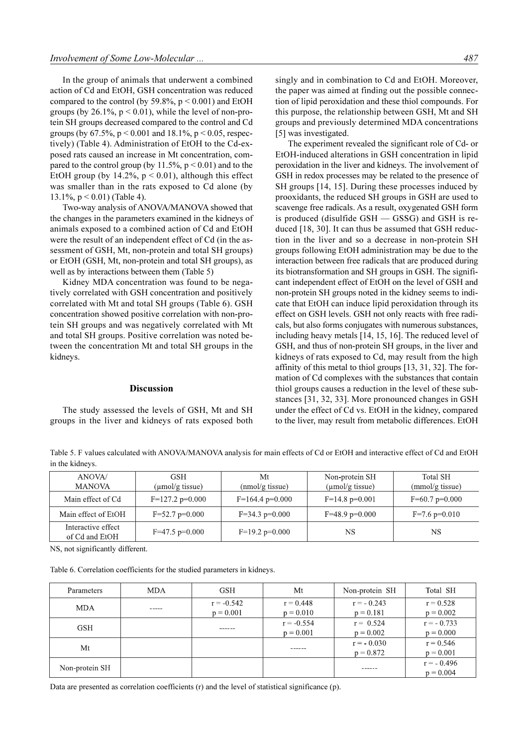In the group of animals that underwent a combined action of Cd and EtOH, GSH concentration was reduced compared to the control (by 59.8%, $p < 0.001$) and EtOH groups (by 26.1%, $p < 0.01$), while the level of non-protein SH groups decreased compared to the control and Cd groups (by 67.5%, $p < 0.001$ and 18.1%, $p < 0.05$, respectively) (Table 4). Administration of EtOH to the Cd-exposed rats caused an increase in Mt concentration, compared to the control group (by 11.5%, $p < 0.01$) and to the EtOH group (by 14.2%, $p < 0.01$), although this effect was smaller than in the rats exposed to Cd alone (by 13.1%, $p < 0.01$) (Table 4).

Two-way analysis of ANOVA/MANOVA showed that the changes in the parameters examined in the kidneys of animals exposed to a combined action of Cd and EtOH were the result of an independent effect of Cd (in the assessment of GSH, Mt, non-protein and total SH groups) or EtOH (GSH, Mt, non-protein and total SH groups), as well as by interactions between them (Table 5)

Kidney MDA concentration was found to be negatively correlated with GSH concentration and positively correlated with Mt and total SH groups (Table 6). GSH concentration showed positive correlation with non-protein SH groups and was negatively correlated with Mt and total SH groups. Positive correlation was noted between the concentration Mt and total SH groups in the kidneys.

## Discussion

The study assessed the levels of GSH, Mt and SH groups in the liver and kidneys of rats exposed both singly and in combination to Cd and EtOH. Moreover, the paper was aimed at finding out the possible connection of lipid peroxidation and these thiol compounds. For this purpose, the relationship between GSH, Mt and SH groups and previously determined MDA concentrations [5] was investigated.

The experiment revealed the significant role of Cd- or EtOH-induced alterations in GSH concentration in lipid peroxidation in the liver and kidneys. The involvement of GSH in redox processes may be related to the presence of SH groups [14, 15]. During these processes induced by prooxidants, the reduced SH groups in GSH are used to scavenge free radicals. As a result, oxygenated GSH form is produced (disulfide GSH — GSSG) and GSH is reduced [18, 30]. It can thus be assumed that GSH reduction in the liver and so a decrease in non-protein SH groups following EtOH administration may be due to the interaction between free radicals that are produced during its biotransformation and SH groups in GSH. The significant independent effect of EtOH on the level of GSH and non-protein SH groups noted in the kidney seems to indicate that EtOH can induce lipid peroxidation through its effect on GSH levels. GSH not only reacts with free radicals, but also forms conjugates with numerous substances, including heavy metals [14, 15, 16]. The reduced level of GSH, and thus of non-protein SH groups, in the liver and kidneys of rats exposed to Cd, may result from the high affinity of this metal to thiol groups [13, 31, 32]. The formation of Cd complexes with the substances that contain thiol groups causes a reduction in the level of these substances [31, 32, 33]. More pronounced changes in GSH under the effect of Cd vs. EtOH in the kidney, compared to the liver, may result from metabolic differences. EtOH

Table 5. F values calculated with ANOVA/MANOVA analysis for main effects of Cd or EtOH and interactive effect of Cd and EtOH in the kidneys.

| ANOVA/ MANOVA | GSH (μmol/g tissue) | Mt (nmol/g tissue) | Non-protein SH (μmol/g tissue) | Total SH (mmol/g tissue) |
|---|---|---|---|---|
| Main effect of Cd | F=127.2 p=0.000 | F=164.4 p=0.000 | F=14.8 p=0.001 | F=60.7 p=0.000 |
| Main effect of EtOH | F=52.7 p=0.000 | F=34.3 p=0.000 | F=48.9 p=0.000 | F=7.6 p=0.010 |
| Interactive effect of Cd and EtOH | F=47.5 p=0.000 | F=19.2 p=0.000 | NS | NS |

NS, not significantly different.

Table 6. Correlation coefficients for the studied parameters in kidneys.

| Parameters | MDA | GSH | Mt | Non-protein SH | Total SH |
|---|---|---|---|---|---|
| MDA | ----- | r = -0.542 p = 0.001 | r = 0.448 p = 0.010 | r = - 0.243 p = 0.181 | r = 0.528 p = 0.002 |
| GSH | | ------ | r = -0.554 p = 0.001 | r = 0.524 p = 0.002 | r = - 0.733 p = 0.000 |
| Mt | | | ------ | r = - 0.030 p = 0.872 | r = 0.546 p = 0.001 |
| Non-protein SH | | | | ------ | r = - 0.496 p = 0.004 |

Data are presented as correlation coefficients (r) and the level of statistical significance (p).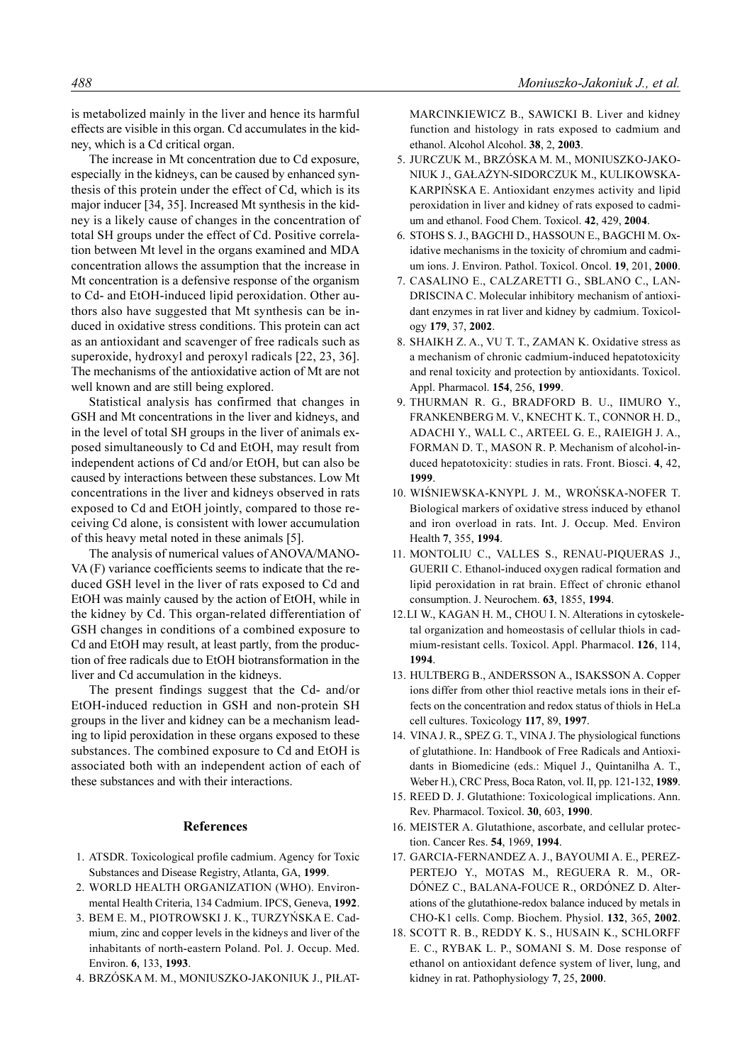is metabolized mainly in the liver and hence its harmful effects are visible in this organ. Cd accumulates in the kidney, which is a Cd critical organ.

The increase in Mt concentration due to Cd exposure, especially in the kidneys, can be caused by enhanced synthesis of this protein under the effect of Cd, which is its major inducer [34, 35]. Increased Mt synthesis in the kidney is a likely cause of changes in the concentration of total SH groups under the effect of Cd. Positive correlation between Mt level in the organs examined and MDA concentration allows the assumption that the increase in Mt concentration is a defensive response of the organism to Cd- and EtOH-induced lipid peroxidation. Other authors also have suggested that Mt synthesis can be induced in oxidative stress conditions. This protein can act as an antioxidant and scavenger of free radicals such as superoxide, hydroxyl and peroxyl radicals [22, 23, 36]. The mechanisms of the antioxidative action of Mt are not well known and are still being explored.

Statistical analysis has confirmed that changes in GSH and Mt concentrations in the liver and kidneys, and in the level of total SH groups in the liver of animals exposed simultaneously to Cd and EtOH, may result from independent actions of Cd and/or EtOH, but can also be caused by interactions between these substances. Low Mt concentrations in the liver and kidneys observed in rats exposed to Cd and EtOH jointly, compared to those receiving Cd alone, is consistent with lower accumulation of this heavy metal noted in these animals [5].

The analysis of numerical values of ANOVA/MANOVA (F) variance coefficients seems to indicate that the reduced GSH level in the liver of rats exposed to Cd and EtOH was mainly caused by the action of EtOH, while in the kidney by Cd. This organ-related differentiation of GSH changes in conditions of a combined exposure to Cd and EtOH may result, at least partly, from the production of free radicals due to EtOH biotransformation in the liver and Cd accumulation in the kidneys.

The present findings suggest that the Cd- and/or EtOH-induced reduction in GSH and non-protein SH groups in the liver and kidney can be a mechanism leading to lipid peroxidation in these organs exposed to these substances. The combined exposure to Cd and EtOH is associated both with an independent action of each of these substances and with their interactions.

## References

1. ATSDR. Toxicological profile cadmium. Agency for Toxic Substances and Disease Registry, Atlanta, GA, **1999**.
2. WORLD HEALTH ORGANIZATION (WHO). Environmental Health Criteria, 134 Cadmium. IPCS, Geneva, **1992**.
3. BEM E. M., PIOTROWSKI J. K., TURZYŃSKA E. Cadmium, zinc and copper levels in the kidneys and liver of the inhabitants of north-eastern Poland. Pol. J. Occup. Med. Environ. **6**, 133, **1993**.
4. BRZÓSKA M. M., MONIUSZKO-JAKONIUK J., PIŁAT-MARCINKIEWICZ B., SAWICKI B. Liver and kidney function and histology in rats exposed to cadmium and ethanol. Alcohol Alcohol. **38**, 2, **2003**.
5. JURCZUK M., BRZÓSKA M. M., MONIUSZKO-JAKONIUK J., GAŁAŻYN-SIDORCZUK M., KULIKOWSKA-KARPIŃSKA E. Antioxidant enzymes activity and lipid peroxidation in liver and kidney of rats exposed to cadmium and ethanol. Food Chem. Toxicol. **42**, 429, **2004**.
6. STOHS S. J., BAGCHI D., HASSOUN E., BAGCHI M. Oxidative mechanisms in the toxicity of chromium and cadmium ions. J. Environ. Pathol. Toxicol. Oncol. **19**, 201, **2000**.
7. CASALINO E., CALZARETTI G., SBLANO C., LANDRISCINA C. Molecular inhibitory mechanism of antioxidant enzymes in rat liver and kidney by cadmium. Toxicology **179**, 37, **2002**.
8. SHAIKH Z. A., VU T. T., ZAMAN K. Oxidative stress as a mechanism of chronic cadmium-induced hepatotoxicity and renal toxicity and protection by antioxidants. Toxicol. Appl. Pharmacol. **154**, 256, **1999**.
9. THURMAN R. G., BRADFORD B. U., IIMURO Y., FRANKENBERG M. V., KNECHT K. T., CONNOR H. D., ADACHI Y., WALL C., ARTEEL G. E., RAIEIGH J. A., FORMAN D. T., MASON R. P. Mechanism of alcohol-induced hepatotoxicity: studies in rats. Front. Biosci. **4**, 42, **1999**.
10. WIŚNIEWSKA-KNYPL J. M., WROŃSKA-NOFER T. Biological markers of oxidative stress induced by ethanol and iron overload in rats. Int. J. Occup. Med. Environ Health **7**, 355, **1994**.
11. MONTOLIU C., VALLES S., RENAU-PIQUERAS J., GUERII C. Ethanol-induced oxygen radical formation and lipid peroxidation in rat brain. Effect of chronic ethanol consumption. J. Neurochem. **63**, 1855, **1994**.
12. LI W., KAGAN H. M., CHOU I. N. Alterations in cytoskeletal organization and homeostasis of cellular thiols in cadmium-resistant cells. Toxicol. Appl. Pharmacol. **126**, 114, **1994**.
13. HULTBERG B., ANDERSSON A., ISAKSSON A. Copper ions differ from other thiol reactive metals ions in their effects on the concentration and redox status of thiols in HeLa cell cultures. Toxicology **117**, 89, **1997**.
14. VINA J. R., SPEZ G. T., VINA J. The physiological functions of glutathione. In: Handbook of Free Radicals and Antioxidants in Biomedicine (eds.: Miquel J., Quintanilha A. T., Weber H.), CRC Press, Boca Raton, vol. II, pp. 121-132, **1989**.
15. REED D. J. Glutathione: Toxicological implications. Ann. Rev. Pharmacol. Toxicol. **30**, 603, **1990**.
16. MEISTER A. Glutathione, ascorbate, and cellular protection. Cancer Res. **54**, 1969, **1994**.
17. GARCIA-FERNANDEZ A. J., BAYOUMI A. E., PEREZ-PERTEJO Y., MOTAS M., REGUERA R. M., ORDÓNEZ C., BALANA-FOUCE R., ORDÓNEZ D. Alterations of the glutathione-redox balance induced by metals in CHO-K1 cells. Comp. Biochem. Physiol. **132**, 365, **2002**.
18. SCOTT R. B., REDDY K. S., HUSAIN K., SCHLORFF E. C., RYBAK L. P., SOMANI S. M. Dose response of ethanol on antioxidant defence system of liver, lung, and kidney in rat. Pathophysiology **7**, 25, **2000**.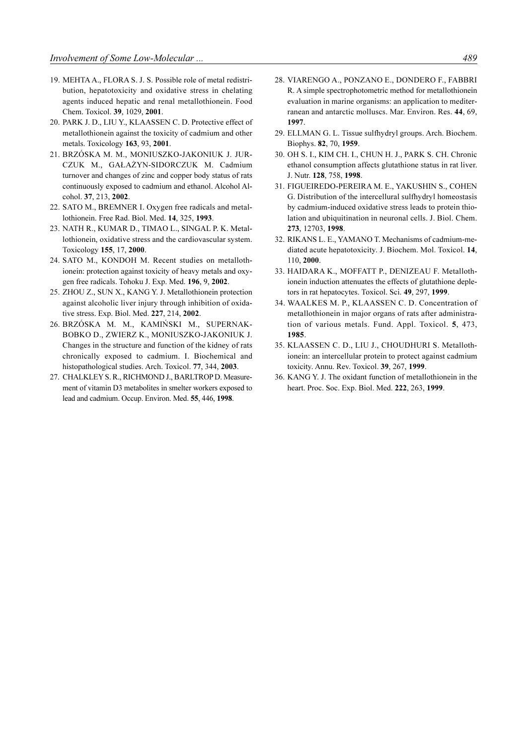19. MEHTA A., FLORA S. J. S. Possible role of metal redistribution, hepatotoxicity and oxidative stress in chelating agents induced hepatic and renal metallothionein. Food Chem. Toxicol. **39**, 1029, **2001**.
20. PARK J. D., LIU Y., KLAASSEN C. D. Protective effect of metallothionein against the toxicity of cadmium and other metals. Toxicology **163**, 93, **2001**.
21. BRZÓSKA M. M., MONIUSZKO-JAKONIUK J. JURCZUK M., GAŁAŻYN-SIDORCZUK M. Cadmium turnover and changes of zinc and copper body status of rats continuously exposed to cadmium and ethanol. Alcohol Alcohol. **37**, 213, **2002**.
22. SATO M., BREMNER I. Oxygen free radicals and metallothionein. Free Rad. Biol. Med. **14**, 325, **1993**.
23. NATH R., KUMAR D., TIMAO L., SINGAL P. K. Metallothionein, oxidative stress and the cardiovascular system. Toxicology **155**, 17, **2000**.
24. SATO M., KONDOH M. Recent studies on metallothionein: protection against toxicity of heavy metals and oxygen free radicals. Tohoku J. Exp. Med. **196**, 9, **2002**.
25. ZHOU Z., SUN X., KANG Y. J. Metallothionein protection against alcoholic liver injury through inhibition of oxidative stress. Exp. Biol. Med. **227**, 214, **2002**.
26. BRZÓSKA M. M., KAMIŃSKI M., SUPERNAK-BOBKO D., ZWIERZ K., MONIUSZKO-JAKONIUK J. Changes in the structure and function of the kidney of rats chronically exposed to cadmium. I. Biochemical and histopathological studies. Arch. Toxicol. **77**, 344, **2003**.
27. CHALKLEY S. R., RICHMOND J., BARLTROP D. Measurement of vitamin D3 metabolites in smelter workers exposed to lead and cadmium. Occup. Environ. Med. **55**, 446, **1998**.
28. VIARENGO A., PONZANO E., DONDERO F., FABBRI R. A simple spectrophotometric method for metallothionein evaluation in marine organisms: an application to mediterranean and antarctic molluscs. Mar. Environ. Res. **44**, 69, **1997**.
29. ELLMAN G. L. Tissue sulfhydryl groups. Arch. Biochem. Biophys. **82**, 70, **1959**.
30. OH S. I., KIM CH. I., CHUN H. J., PARK S. CH. Chronic ethanol consumption affects glutathione status in rat liver. J. Nutr. **128**, 758, **1998**.
31. FIGUEIREDO-PEREIRA M. E., YAKUSHIN S., COHEN G. Distribution of the intercellural sulfhydryl homeostasis by cadmium-induced oxidative stress leads to protein thiolation and ubiquitination in neuronal cells. J. Biol. Chem. **273**, 12703, **1998**.
32. RIKANS L. E., YAMANO T. Mechanisms of cadmium-mediated acute hepatotoxicity. J. Biochem. Mol. Toxicol. **14**, 110, **2000**.
33. HAIDARA K., MOFFATT P., DENIZEAU F. Metallothionein induction attenuates the effects of glutathione depletors in rat hepatocytes. Toxicol. Sci. **49**, 297, **1999**.
34. WAALKES M. P., KLAASSEN C. D. Concentration of metallothionein in major organs of rats after administration of various metals. Fund. Appl. Toxicol. **5**, 473, **1985**.
35. KLAASSEN C. D., LIU J., CHOUDHURI S. Metallothionein: an intercellular protein to protect against cadmium toxicity. Annu. Rev. Toxicol. **39**, 267, **1999**.
36. KANG Y. J. The oxidant function of metallothionein in the heart. Proc. Soc. Exp. Biol. Med. **222**, 263, **1999**.